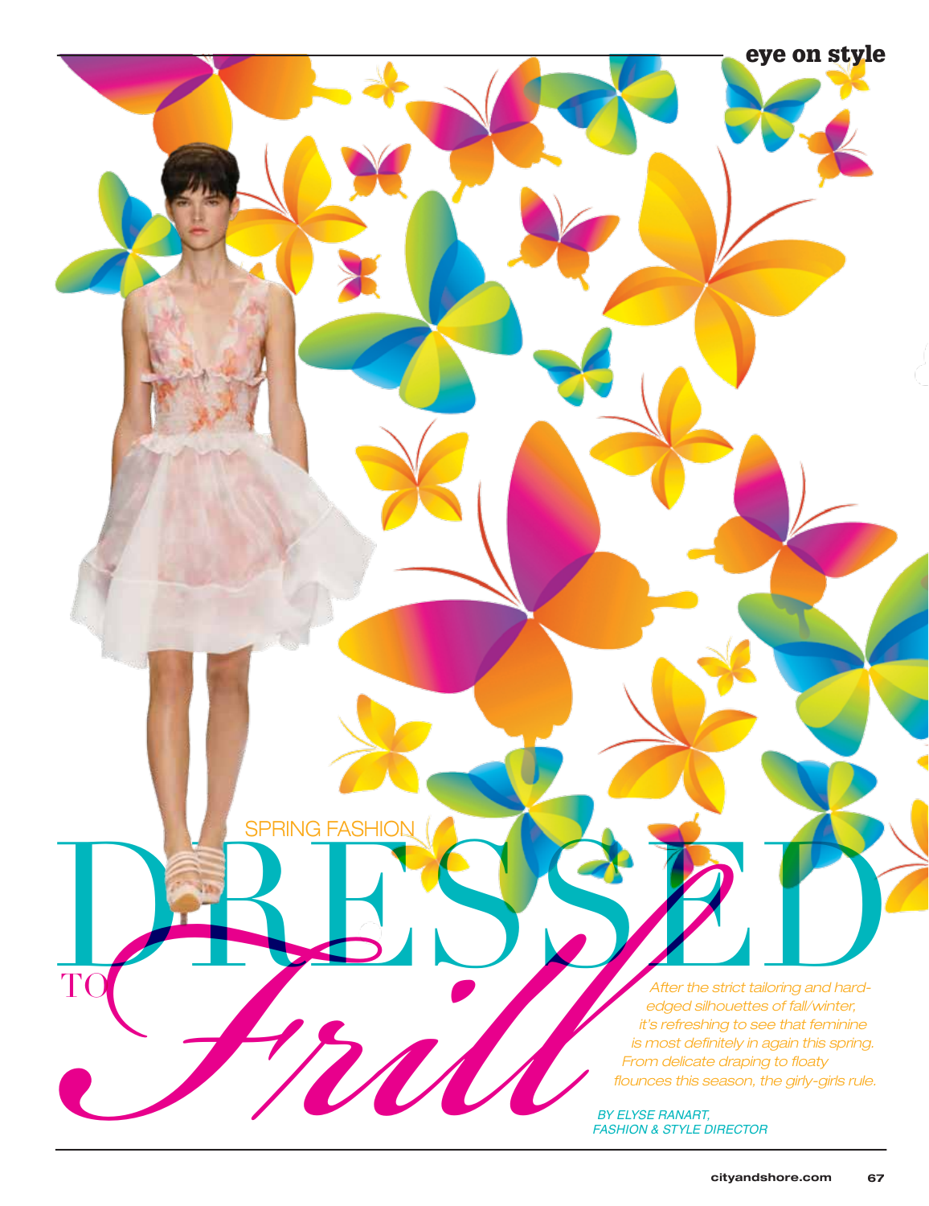SPRING FASHION

# DRESSED TO *Frill*

*After the strict tailoring and hard-edged silhouettes of fall/winter, it's refreshing to see that feminine is most definitely in again this spring. From delicate draping to floaty flounces this season, the girly-girls rule.*

BY ELYSE RANART, FASHION & STYLE DIRECTOR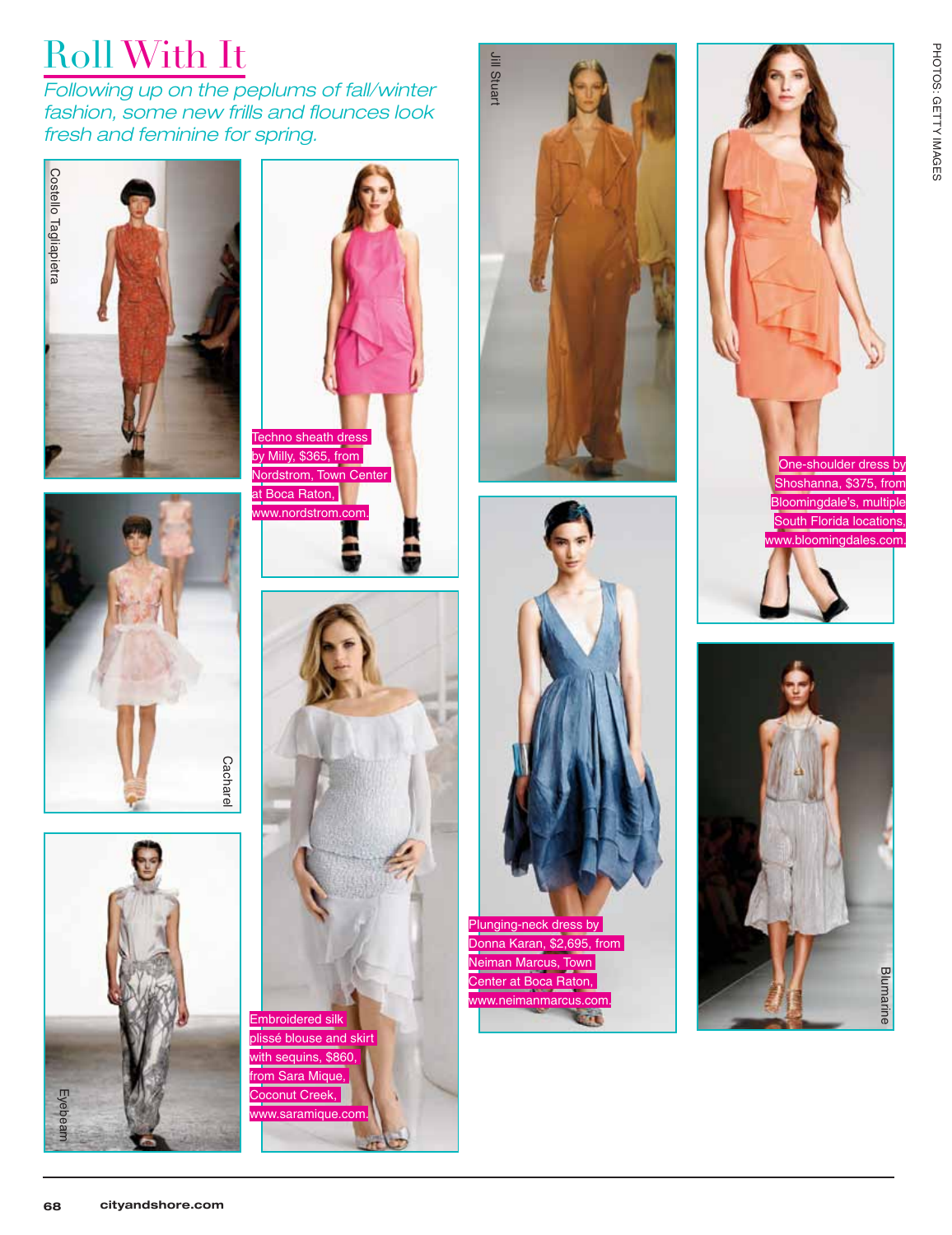# Roll With It

*Following up on the peplums of fall/winter fashion, some new frills and flounces look fresh and feminine for spring.*

Costello Tagliapietra

Techno sheath dress by Milly, $365, from Nordstrom, Town Center at Boca Raton, www.nordstrom.com.

Jill Stuart

One-shoulder dress by Shoshanna, $375, from Bloomingdale's, multiple South Florida locations, www.bloomingdales.com.

Cacharel

Plunging-neck dress by Donna Karan, $2,695, from Neiman Marcus, Town Center at Boca Raton, www.neimanmarcus.com.

Blumarine

Eyebeam

Embroidered silk plissé blouse and skirt with sequins, $860, from Sara Mique, Coconut Creek, www.saramique.com.

PHOTOS: GETTY IMAGES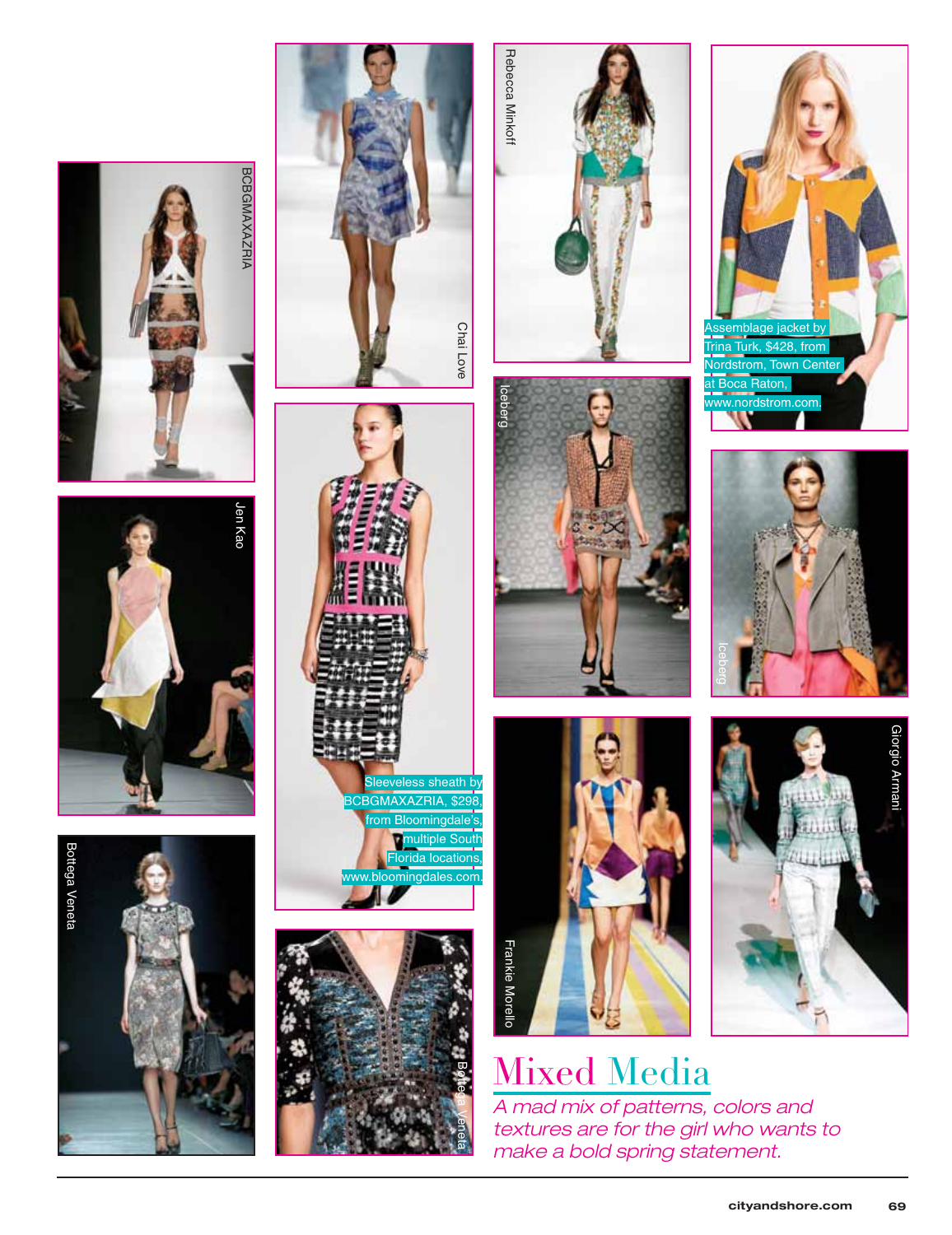# Mixed Media

*A mad mix of patterns, colors and textures are for the girl who wants to make a bold spring statement.*

BCBGMAXAZRIA

Chai Love

Rebecca Minkoff

Assemblage jacket by Trina Turk, $428, from Nordstrom, Town Center at Boca Raton, www.nordstrom.com.

Jen Kao

Sleeveless sheath by BCBGMAXAZRIA, $298, from Bloomingdale's, multiple South Florida locations, www.bloomingdales.com.

Iceberg

Iceberg

Bottega Veneta

Bottega Veneta

Frankie Morello

Giorgio Armani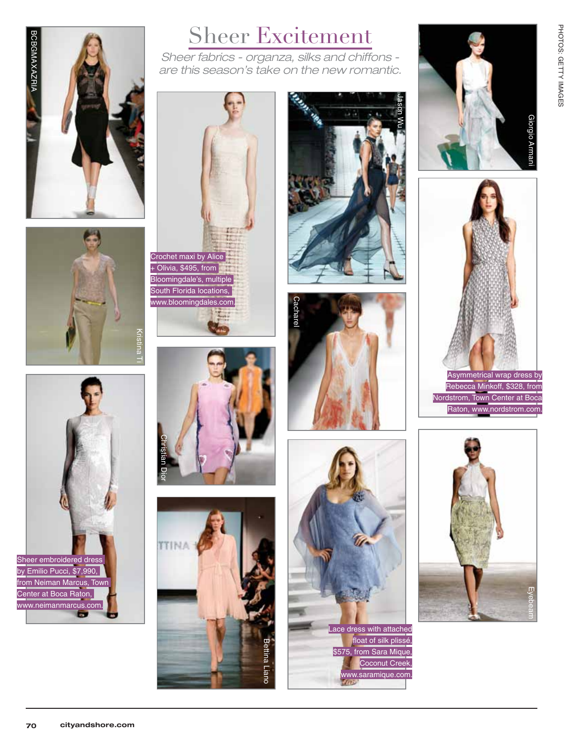# Sheer Excitement

*Sheer fabrics - organza, silks and chiffons - are this season's take on the new romantic.*

BCBGMAXAZRIA

Kristina Ti

Sheer embroidered dress by Emilio Pucci, $7,990, from Neiman Marcus, Town Center at Boca Raton, www.neimanmarcus.com.

Crochet maxi by Alice + Olivia, $495, from Bloomingdale's, multiple South Florida locations, www.bloomingdales.com.

Christian Dior

Bettina Liano

Jason Wu

Cacharel

Lace dress with attached float of silk plissé, $575, from Sara Mique, Coconut Creek, www.saramique.com.

Giorgio Armani

Asymmetrical wrap dress by Rebecca Minkoff, $328, from Nordstrom, Town Center at Boca Raton, www.nordstrom.com.

Eyebeam

PHOTOS: GETTY IMAGES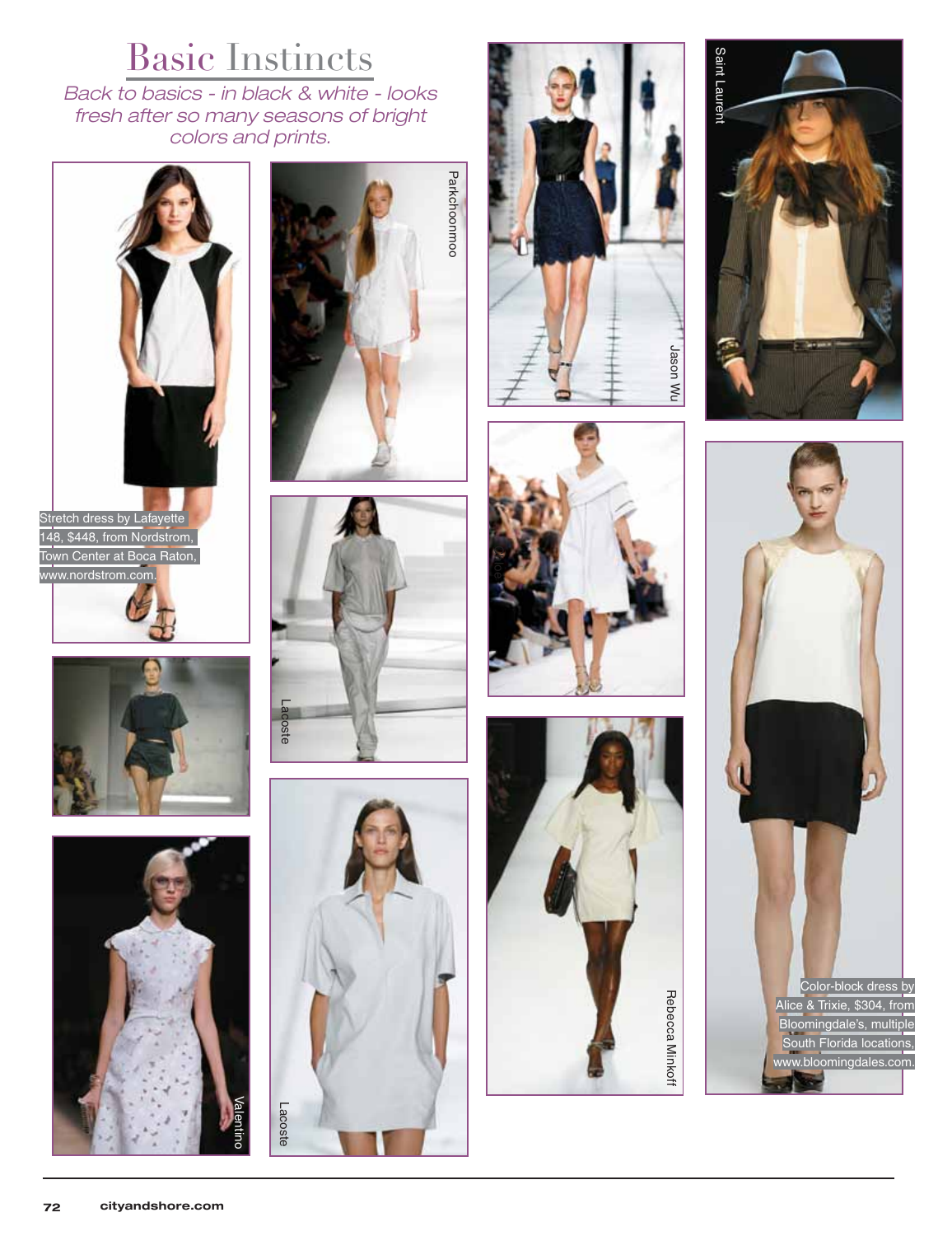# Basic Instincts

*Back to basics - in black & white - looks fresh after so many seasons of bright colors and prints.*

Stretch dress by Lafayette 148, $448, from Nordstrom, Town Center at Boca Raton, www.nordstrom.com.

Parkchoonmoo

Lacoste

Lacoste

Valentino

Jason Wu

Chloe

Rebecca Minkoff

Saint Laurent

Color-block dress by Alice & Trixie, $304, from Bloomingdale's, multiple South Florida locations, www.bloomingdales.com.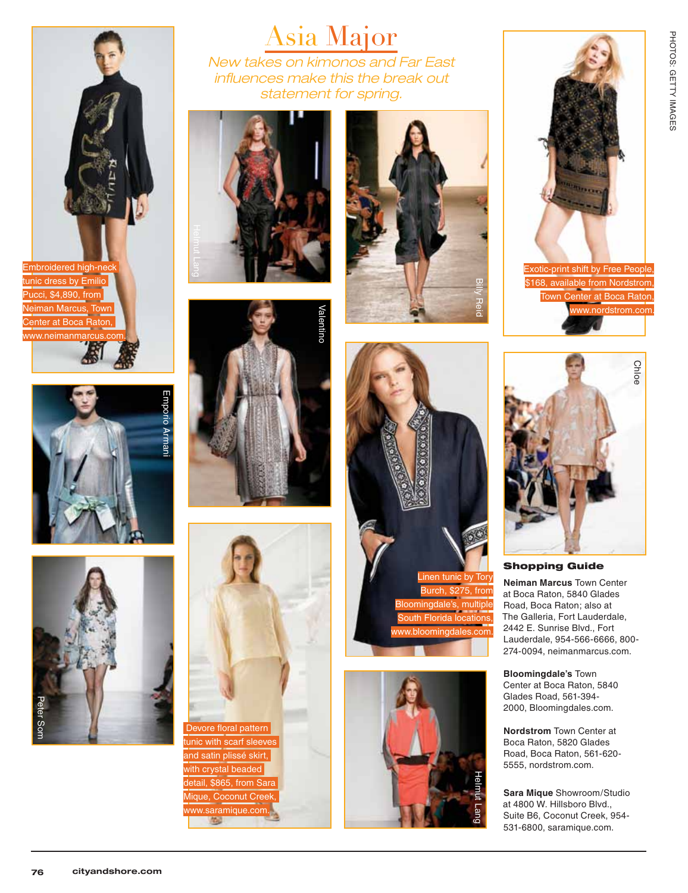# Asia Major

*New takes on kimonos and Far East influences make this the break out statement for spring.*

Embroidered high-neck tunic dress by Emilio Pucci, $4,890, from Neiman Marcus, Town Center at Boca Raton, www.neimanmarcus.com.

Helmut Lang

Billy Reid

Exotic-print shift by Free People, $168, available from Nordstrom, Town Center at Boca Raton, www.nordstrom.com.

Valentino

Emporio Armani

Chloe

Linen tunic by Tory Burch, $275, from Bloomingdale's, multiple South Florida locations, www.bloomingdales.com.

Peter Som

Devore floral pattern tunic with scarf sleeves and satin plissé skirt, with crystal beaded detail, $865, from Sara Mique, Coconut Creek, www.saramique.com.

Helmut Lang

PHOTOS: GETTY IMAGES

### Shopping Guide

**Neiman Marcus** Town Center at Boca Raton, 5840 Glades Road, Boca Raton; also at The Galleria, Fort Lauderdale, 2442 E. Sunrise Blvd., Fort Lauderdale, 954-566-6666, 800-274-0094, neimanmarcus.com.

**Bloomingdale's** Town Center at Boca Raton, 5840 Glades Road, 561-394-2000, Bloomingdales.com.

**Nordstrom** Town Center at Boca Raton, 5820 Glades Road, Boca Raton, 561-620-5555, nordstrom.com.

**Sara Mique** Showroom/Studio at 4800 W. Hillsboro Blvd., Suite B6, Coconut Creek, 954-531-6800, saramique.com.